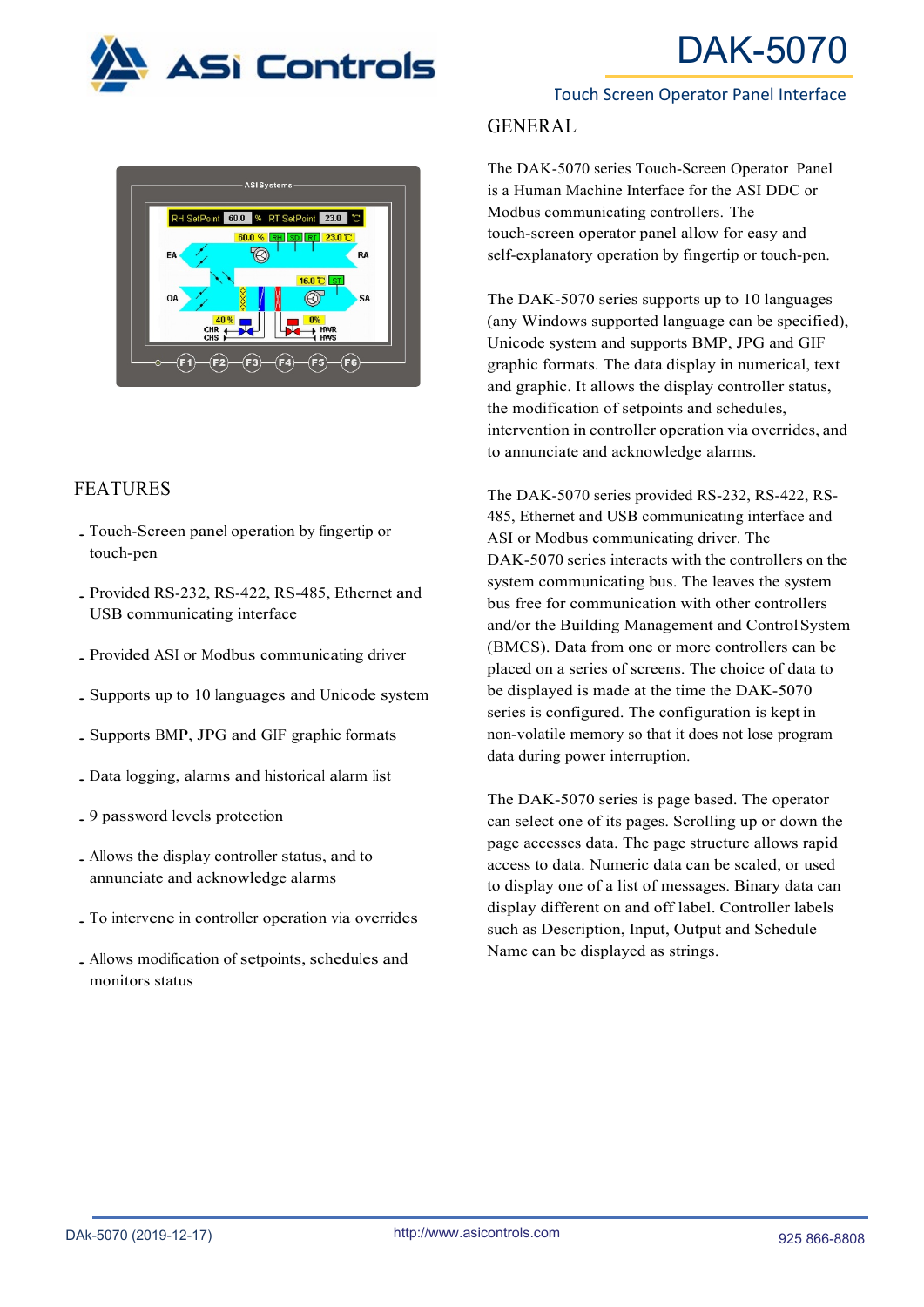# DAK-5070

Touch Screen Operator Panel Interface

## GENERAL

The DAK-5070 series Touch-Screen Operator Panel is a Human Machine Interface for the ASI DDC or Modbus communicating controllers. The touch-screen operator panel allow for easy and self-explanatory operation by fingertip or touch-pen.

The DAK-5070 series supports up to 10 languages (any Windows supported language can be specified), Unicode system and supports BMP, JPG and GIF graphic formats. The data display in numerical, text and graphic. It allows the display controller status, the modification of setpoints and schedules, intervention in controller operation via overrides, and to annunciate and acknowledge alarms.

The DAK-5070 series provided RS-232, RS-422, RS-485, Ethernet and USB communicating interface and ASI or Modbus communicating driver. The DAK-5070 series interacts with the controllers on the system communicating bus. The leaves the system bus free for communication with other controllers and/or the Building Management and Control System (BMCS). Data from one or more controllers can be placed on a series of screens. The choice of data to be displayed is made at the time the DAK-5070 series is configured. The configuration is kept in non-volatile memory so that it does not lose program data during power interruption.

The DAK-5070 series is page based. The operator can select one of its pages. Scrolling up or down the page accesses data. The page structure allows rapid access to data. Numeric data can be scaled, or used to display one of a list of messages. Binary data can display different on and off label. Controller labels such as Description, Input, Output and Schedule Name can be displayed as strings.

## FEATURES

- Touch-Screen panel operation by fingertip or touch-pen
- Provided RS-232, RS-422, RS-485, Ethernet and USB communicating interface
- Provided ASI or Modbus communicating driver
- Supports up to 10 languages and Unicode system
- Supports BMP, JPG and GIF graphic formats
- Data logging, alarms and historical alarm list
- 9 password levels protection
- Allows the display controller status, and to annunciate and acknowledge alarms
- To intervene in controller operation via overrides
- Allows modification of setpoints, schedules and monitors status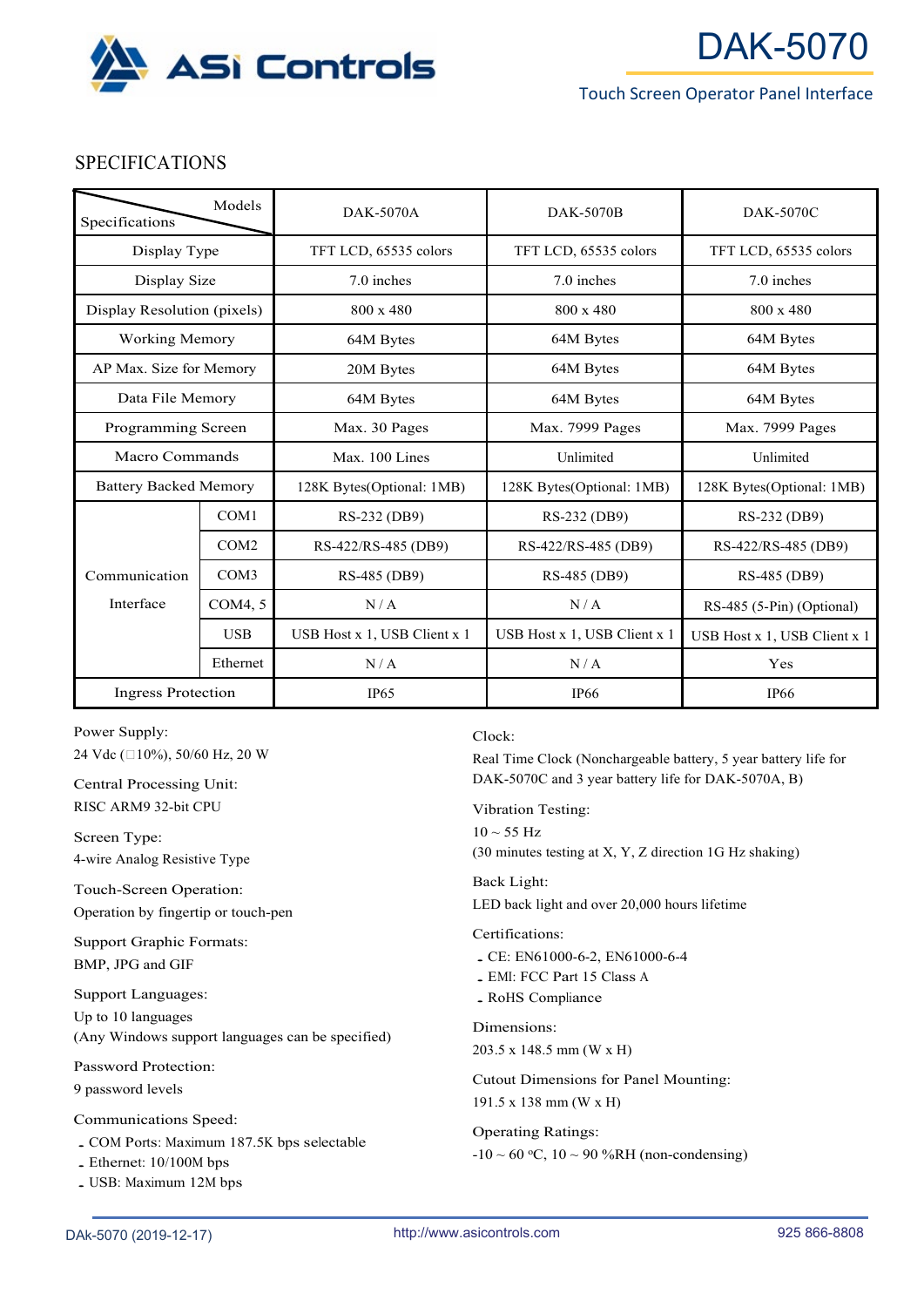# DAK-5070

Touch Screen Operator Panel Interface

## SPECIFICATIONS

| Specifications \ Models | | DAK-5070A | DAK-5070B | DAK-5070C |
|---|---|---|---|---|
| Display Type | | TFT LCD, 65535 colors | TFT LCD, 65535 colors | TFT LCD, 65535 colors |
| Display Size | | 7.0 inches | 7.0 inches | 7.0 inches |
| Display Resolution (pixels) | | 800 x 480 | 800 x 480 | 800 x 480 |
| Working Memory | | 64M Bytes | 64M Bytes | 64M Bytes |
| AP Max. Size for Memory | | 20M Bytes | 64M Bytes | 64M Bytes |
| Data File Memory | | 64M Bytes | 64M Bytes | 64M Bytes |
| Programming Screen | | Max. 30 Pages | Max. 7999 Pages | Max. 7999 Pages |
| Macro Commands | | Max. 100 Lines | Unlimited | Unlimited |
| Battery Backed Memory | | 128K Bytes(Optional: 1MB) | 128K Bytes(Optional: 1MB) | 128K Bytes(Optional: 1MB) |
| Communication Interface | COM1 | RS-232 (DB9) | RS-232 (DB9) | RS-232 (DB9) |
| | COM2 | RS-422/RS-485 (DB9) | RS-422/RS-485 (DB9) | RS-422/RS-485 (DB9) |
| | COM3 | RS-485 (DB9) | RS-485 (DB9) | RS-485 (DB9) |
| | COM4, 5 | N / A | N / A | RS-485 (5-Pin) (Optional) |
| | USB | USB Host x 1, USB Client x 1 | USB Host x 1, USB Client x 1 | USB Host x 1, USB Client x 1 |
| | Ethernet | N / A | N / A | Yes |
| Ingress Protection | | IP65 | IP66 | IP66 |

Power Supply:
24 Vdc (□10%), 50/60 Hz, 20 W

Central Processing Unit:
RISC ARM9 32-bit CPU

Screen Type:
4-wire Analog Resistive Type

Touch-Screen Operation:
Operation by fingertip or touch-pen

Support Graphic Formats:
BMP, JPG and GIF

Support Languages:
Up to 10 languages
(Any Windows support languages can be specified)

Password Protection:
9 password levels

Communications Speed:
- COM Ports: Maximum 187.5K bps selectable
- Ethernet: 10/100M bps
- USB: Maximum 12M bps

Clock:
Real Time Clock (Nonchargeable battery, 5 year battery life for DAK-5070C and 3 year battery life for DAK-5070A, B)

Vibration Testing:
10 ~ 55 Hz
(30 minutes testing at X, Y, Z direction 1G Hz shaking)

Back Light:
LED back light and over 20,000 hours lifetime

Certifications:
- CE: EN61000-6-2, EN61000-6-4
- EMI: FCC Part 15 Class A
- RoHS Compliance

Dimensions:
203.5 x 148.5 mm (W x H)

Cutout Dimensions for Panel Mounting:
191.5 x 138 mm (W x H)

Operating Ratings:
-10 ~ 60 °C, 10 ~ 90 %RH (non-condensing)